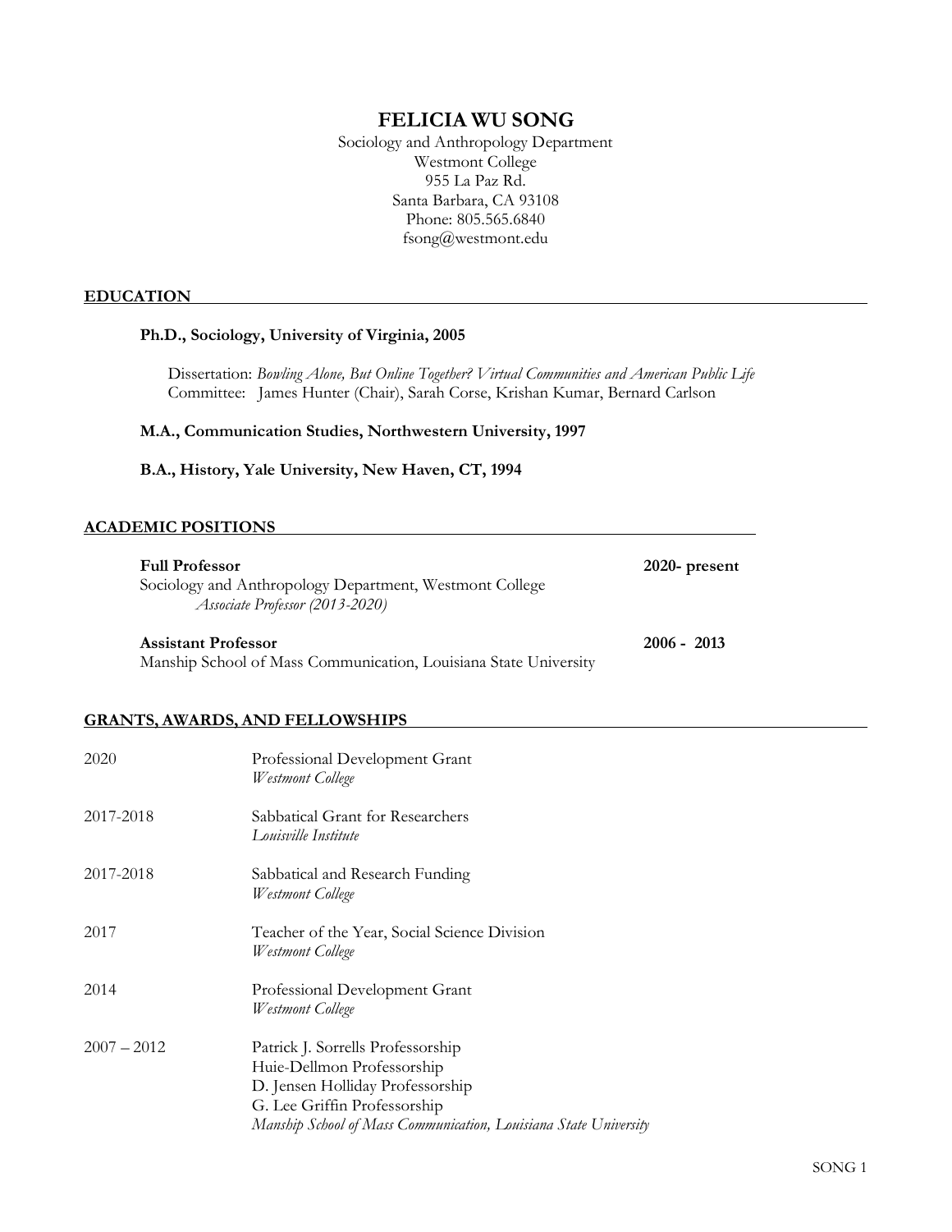# FELICIA WU SONG

Sociology and Anthropology Department
Westmont College
955 La Paz Rd.
Santa Barbara, CA 93108
Phone: 805.565.6840
fsong@westmont.edu

## EDUCATION

**Ph.D., Sociology, University of Virginia, 2005**

Dissertation: *Bowling Alone, But Online Together? Virtual Communities and American Public Life*
Committee: James Hunter (Chair), Sarah Corse, Krishan Kumar, Bernard Carlson

**M.A., Communication Studies, Northwestern University, 1997**

**B.A., History, Yale University, New Haven, CT, 1994**

## ACADEMIC POSITIONS

**Full Professor** — **2020- present**
Sociology and Anthropology Department, Westmont College
*Associate Professor (2013-2020)*

**Assistant Professor** — **2006 - 2013**
Manship School of Mass Communication, Louisiana State University

## GRANTS, AWARDS, AND FELLOWSHIPS

| | |
|---|---|
| 2020 | Professional Development Grant<br>*Westmont College* |
| 2017-2018 | Sabbatical Grant for Researchers<br>*Louisville Institute* |
| 2017-2018 | Sabbatical and Research Funding<br>*Westmont College* |
| 2017 | Teacher of the Year, Social Science Division<br>*Westmont College* |
| 2014 | Professional Development Grant<br>*Westmont College* |
| 2007 – 2012 | Patrick J. Sorrells Professorship<br>Huie-Dellmon Professorship<br>D. Jensen Holliday Professorship<br>G. Lee Griffin Professorship<br>*Manship School of Mass Communication, Louisiana State University* |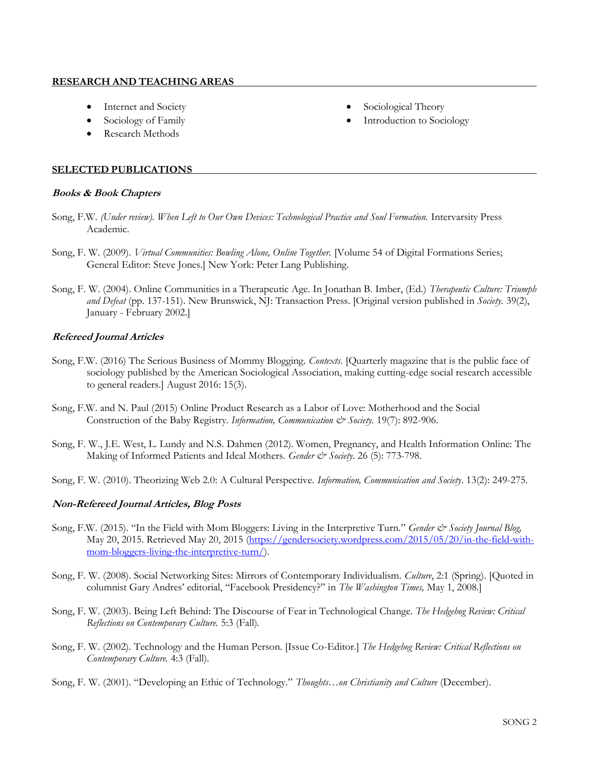## RESEARCH AND TEACHING AREAS

- Internet and Society
- Sociology of Family
- Research Methods
- Sociological Theory
- Introduction to Sociology

## SELECTED PUBLICATIONS

### *Books & Book Chapters*

Song, F.W. *(Under review). When Left to Our Own Devices: Technological Practice and Soul Formation.* Intervarsity Press Academic.

Song, F. W. (2009). *Virtual Communities: Bowling Alone, Online Together.* [Volume 54 of Digital Formations Series; General Editor: Steve Jones.] New York: Peter Lang Publishing.

Song, F. W. (2004). Online Communities in a Therapeutic Age. In Jonathan B. Imber, (Ed.) *Therapeutic Culture: Triumph and Defeat* (pp. 137-151). New Brunswick, NJ: Transaction Press. [Original version published in *Society.* 39(2), January - February 2002.]

### *Refereed Journal Articles*

Song, F.W. (2016) The Serious Business of Mommy Blogging. *Contexts.* [Quarterly magazine that is the public face of sociology published by the American Sociological Association, making cutting-edge social research accessible to general readers.] August 2016: 15(3).

Song, F.W. and N. Paul (2015) Online Product Research as a Labor of Love: Motherhood and the Social Construction of the Baby Registry. *Information, Communication & Society.* 19(7): 892-906.

Song, F. W., J.E. West, L. Lundy and N.S. Dahmen (2012). Women, Pregnancy, and Health Information Online: The Making of Informed Patients and Ideal Mothers. *Gender & Society.* 26 (5): 773-798.

Song, F. W. (2010). Theorizing Web 2.0: A Cultural Perspective. *Information, Communication and Society*. 13(2): 249-275.

### *Non-Refereed Journal Articles, Blog Posts*

Song, F.W. (2015). "In the Field with Mom Bloggers: Living in the Interpretive Turn." *Gender & Society Journal Blog,* May 20, 2015. Retrieved May 20, 2015 (https://gendersociety.wordpress.com/2015/05/20/in-the-field-with-mom-bloggers-living-the-interpretive-turn/).

Song, F. W. (2008). Social Networking Sites: Mirrors of Contemporary Individualism. *Culture*, 2:1 (Spring). [Quoted in columnist Gary Andres' editorial, "Facebook Presidency?" in *The Washington Times,* May 1, 2008.]

Song, F. W. (2003). Being Left Behind: The Discourse of Fear in Technological Change. *The Hedgehog Review: Critical Reflections on Contemporary Culture.* 5:3 (Fall).

Song, F. W. (2002). Technology and the Human Person. [Issue Co-Editor.] *The Hedgehog Review: Critical Reflections on Contemporary Culture.* 4:3 (Fall).

Song, F. W. (2001). "Developing an Ethic of Technology." *Thoughts…on Christianity and Culture* (December).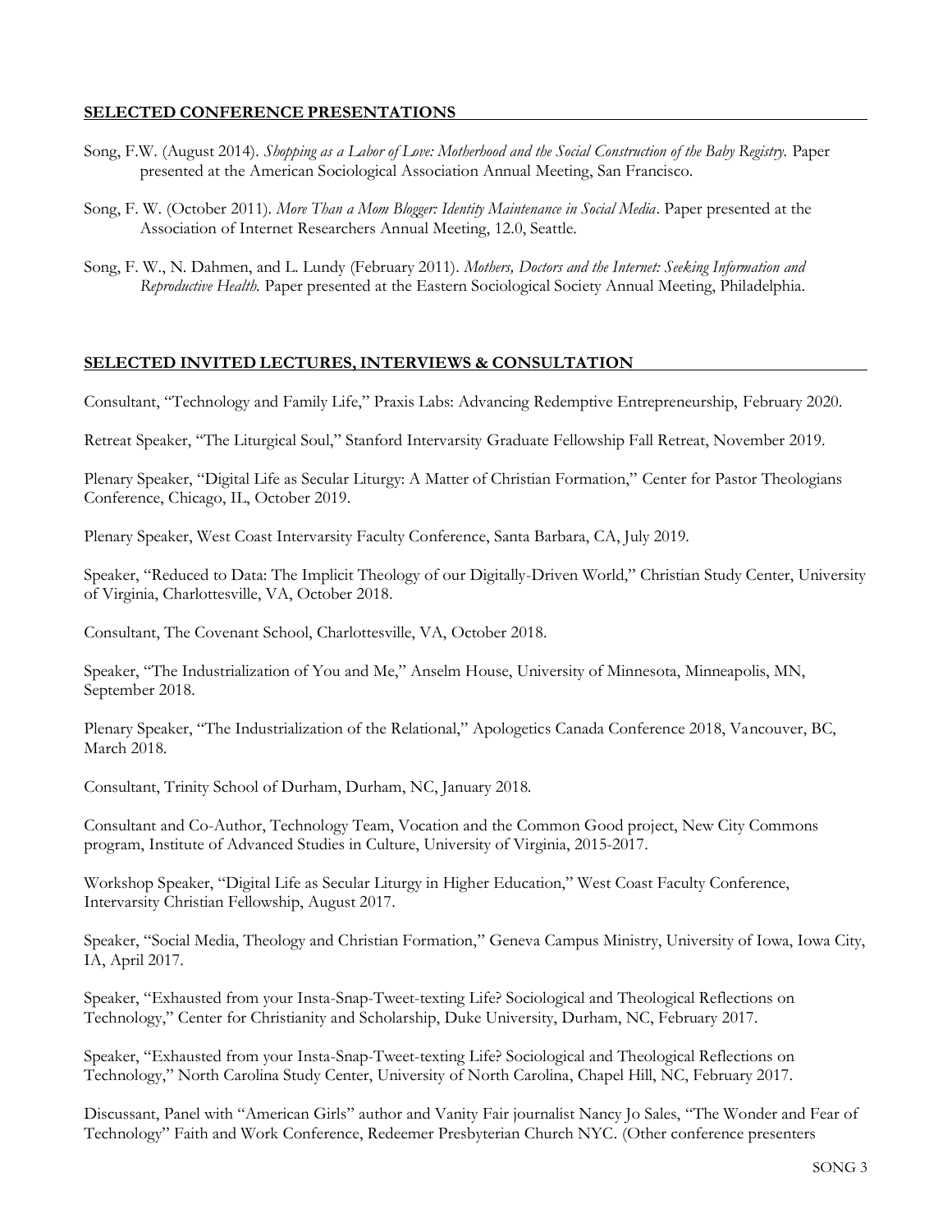## SELECTED CONFERENCE PRESENTATIONS

Song, F.W. (August 2014). *Shopping as a Labor of Love: Motherhood and the Social Construction of the Baby Registry.* Paper presented at the American Sociological Association Annual Meeting, San Francisco.

Song, F. W. (October 2011). *More Than a Mom Blogger: Identity Maintenance in Social Media*. Paper presented at the Association of Internet Researchers Annual Meeting, 12.0, Seattle.

Song, F. W., N. Dahmen, and L. Lundy (February 2011). *Mothers, Doctors and the Internet: Seeking Information and Reproductive Health.* Paper presented at the Eastern Sociological Society Annual Meeting, Philadelphia.

## SELECTED INVITED LECTURES, INTERVIEWS & CONSULTATION

Consultant, "Technology and Family Life," Praxis Labs: Advancing Redemptive Entrepreneurship, February 2020.

Retreat Speaker, "The Liturgical Soul," Stanford Intervarsity Graduate Fellowship Fall Retreat, November 2019.

Plenary Speaker, "Digital Life as Secular Liturgy: A Matter of Christian Formation," Center for Pastor Theologians Conference, Chicago, IL, October 2019.

Plenary Speaker, West Coast Intervarsity Faculty Conference, Santa Barbara, CA, July 2019.

Speaker, "Reduced to Data: The Implicit Theology of our Digitally-Driven World," Christian Study Center, University of Virginia, Charlottesville, VA, October 2018.

Consultant, The Covenant School, Charlottesville, VA, October 2018.

Speaker, "The Industrialization of You and Me," Anselm House, University of Minnesota, Minneapolis, MN, September 2018.

Plenary Speaker, "The Industrialization of the Relational," Apologetics Canada Conference 2018, Vancouver, BC, March 2018.

Consultant, Trinity School of Durham, Durham, NC, January 2018.

Consultant and Co-Author, Technology Team, Vocation and the Common Good project, New City Commons program, Institute of Advanced Studies in Culture, University of Virginia, 2015-2017.

Workshop Speaker, "Digital Life as Secular Liturgy in Higher Education," West Coast Faculty Conference, Intervarsity Christian Fellowship, August 2017.

Speaker, "Social Media, Theology and Christian Formation," Geneva Campus Ministry, University of Iowa, Iowa City, IA, April 2017.

Speaker, "Exhausted from your Insta-Snap-Tweet-texting Life? Sociological and Theological Reflections on Technology," Center for Christianity and Scholarship, Duke University, Durham, NC, February 2017.

Speaker, "Exhausted from your Insta-Snap-Tweet-texting Life? Sociological and Theological Reflections on Technology," North Carolina Study Center, University of North Carolina, Chapel Hill, NC, February 2017.

Discussant, Panel with "American Girls" author and Vanity Fair journalist Nancy Jo Sales, "The Wonder and Fear of Technology" Faith and Work Conference, Redeemer Presbyterian Church NYC. (Other conference presenters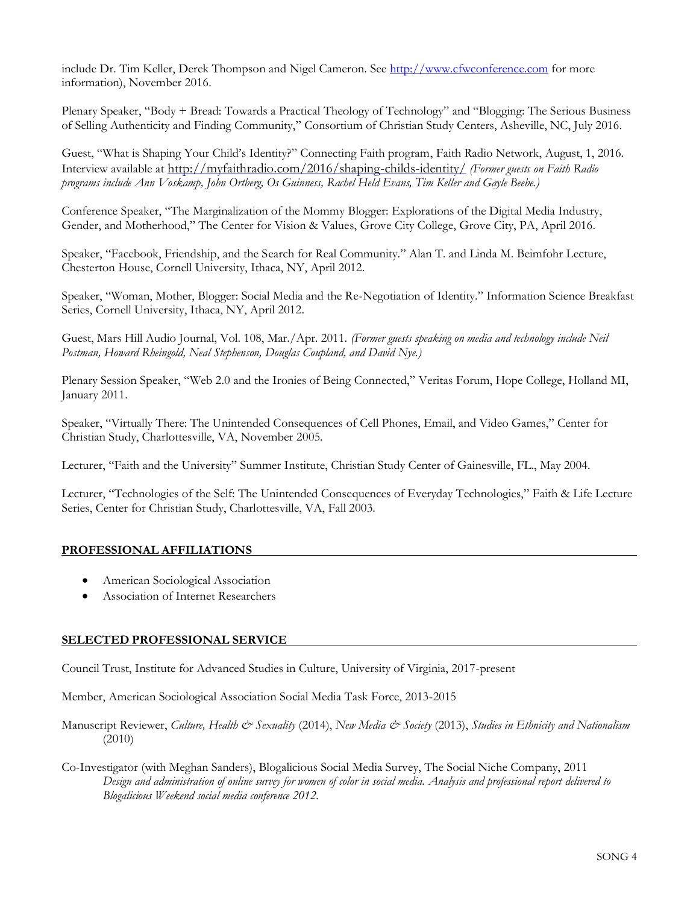include Dr. Tim Keller, Derek Thompson and Nigel Cameron. See http://www.cfwconference.com for more information), November 2016.

Plenary Speaker, "Body + Bread: Towards a Practical Theology of Technology" and "Blogging: The Serious Business of Selling Authenticity and Finding Community," Consortium of Christian Study Centers, Asheville, NC, July 2016.

Guest, "What is Shaping Your Child's Identity?" Connecting Faith program, Faith Radio Network, August, 1, 2016. Interview available at http://myfaithradio.com/2016/shaping-childs-identity/ *(Former guests on Faith Radio programs include Ann Voskamp, John Ortberg, Os Guinness, Rachel Held Evans, Tim Keller and Gayle Beebe.)*

Conference Speaker, "The Marginalization of the Mommy Blogger: Explorations of the Digital Media Industry, Gender, and Motherhood," The Center for Vision & Values, Grove City College, Grove City, PA, April 2016.

Speaker, "Facebook, Friendship, and the Search for Real Community." Alan T. and Linda M. Beimfohr Lecture, Chesterton House, Cornell University, Ithaca, NY, April 2012.

Speaker, "Woman, Mother, Blogger: Social Media and the Re-Negotiation of Identity." Information Science Breakfast Series, Cornell University, Ithaca, NY, April 2012.

Guest, Mars Hill Audio Journal, Vol. 108, Mar./Apr. 2011. *(Former guests speaking on media and technology include Neil Postman, Howard Rheingold, Neal Stephenson, Douglas Coupland, and David Nye.)*

Plenary Session Speaker, "Web 2.0 and the Ironies of Being Connected," Veritas Forum, Hope College, Holland MI, January 2011.

Speaker, "Virtually There: The Unintended Consequences of Cell Phones, Email, and Video Games," Center for Christian Study, Charlottesville, VA, November 2005.

Lecturer, "Faith and the University" Summer Institute, Christian Study Center of Gainesville, FL., May 2004.

Lecturer, "Technologies of the Self: The Unintended Consequences of Everyday Technologies," Faith & Life Lecture Series, Center for Christian Study, Charlottesville, VA, Fall 2003.

## PROFESSIONAL AFFILIATIONS

- American Sociological Association
- Association of Internet Researchers

## SELECTED PROFESSIONAL SERVICE

Council Trust, Institute for Advanced Studies in Culture, University of Virginia, 2017-present

Member, American Sociological Association Social Media Task Force, 2013-2015

Manuscript Reviewer, *Culture, Health & Sexuality* (2014), *New Media & Society* (2013), *Studies in Ethnicity and Nationalism* (2010)

Co-Investigator (with Meghan Sanders), Blogalicious Social Media Survey, The Social Niche Company, 2011
*Design and administration of online survey for women of color in social media. Analysis and professional report delivered to Blogalicious Weekend social media conference 2012.*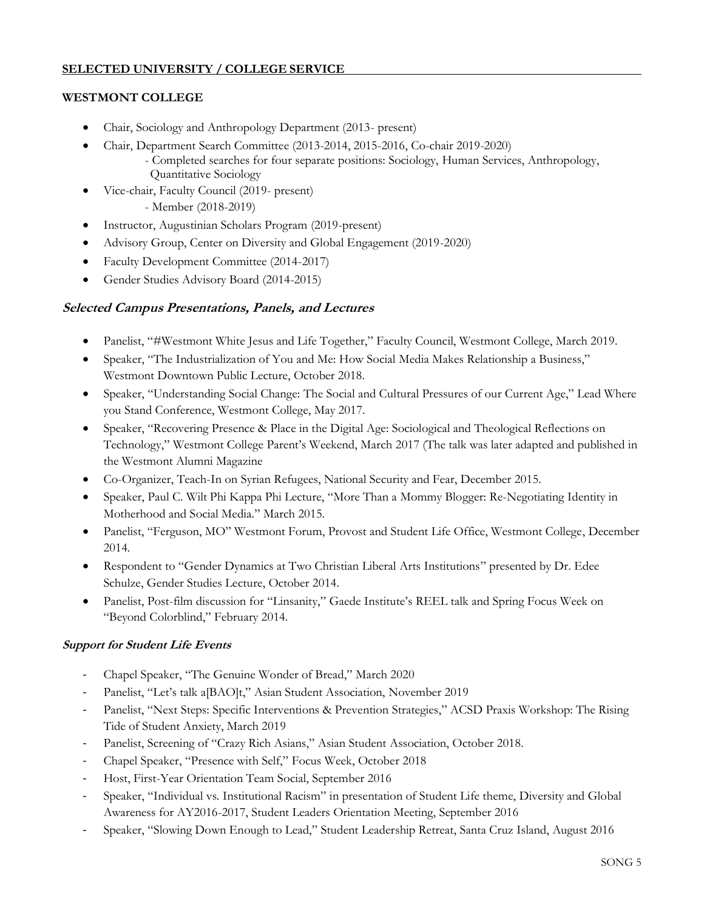## SELECTED UNIVERSITY / COLLEGE SERVICE

**WESTMONT COLLEGE**

- Chair, Sociology and Anthropology Department (2013- present)
- Chair, Department Search Committee (2013-2014, 2015-2016, Co-chair 2019-2020)
  - Completed searches for four separate positions: Sociology, Human Services, Anthropology, Quantitative Sociology
- Vice-chair, Faculty Council (2019- present)
  - Member (2018-2019)
- Instructor, Augustinian Scholars Program (2019-present)
- Advisory Group, Center on Diversity and Global Engagement (2019-2020)
- Faculty Development Committee (2014-2017)
- Gender Studies Advisory Board (2014-2015)

### *Selected Campus Presentations, Panels, and Lectures*

- Panelist, "#Westmont White Jesus and Life Together," Faculty Council, Westmont College, March 2019.
- Speaker, "The Industrialization of You and Me: How Social Media Makes Relationship a Business," Westmont Downtown Public Lecture, October 2018.
- Speaker, "Understanding Social Change: The Social and Cultural Pressures of our Current Age," Lead Where you Stand Conference, Westmont College, May 2017.
- Speaker, "Recovering Presence & Place in the Digital Age: Sociological and Theological Reflections on Technology," Westmont College Parent's Weekend, March 2017 (The talk was later adapted and published in the Westmont Alumni Magazine
- Co-Organizer, Teach-In on Syrian Refugees, National Security and Fear, December 2015.
- Speaker, Paul C. Wilt Phi Kappa Phi Lecture, "More Than a Mommy Blogger: Re-Negotiating Identity in Motherhood and Social Media." March 2015.
- Panelist, "Ferguson, MO" Westmont Forum, Provost and Student Life Office, Westmont College, December 2014.
- Respondent to "Gender Dynamics at Two Christian Liberal Arts Institutions" presented by Dr. Edee Schulze, Gender Studies Lecture, October 2014.
- Panelist, Post-film discussion for "Linsanity," Gaede Institute's REEL talk and Spring Focus Week on "Beyond Colorblind," February 2014.

### *Support for Student Life Events*

- Chapel Speaker, "The Genuine Wonder of Bread," March 2020
- Panelist, "Let's talk a[BAO]t," Asian Student Association, November 2019
- Panelist, "Next Steps: Specific Interventions & Prevention Strategies," ACSD Praxis Workshop: The Rising Tide of Student Anxiety, March 2019
- Panelist, Screening of "Crazy Rich Asians," Asian Student Association, October 2018.
- Chapel Speaker, "Presence with Self," Focus Week, October 2018
- Host, First-Year Orientation Team Social, September 2016
- Speaker, "Individual vs. Institutional Racism" in presentation of Student Life theme, Diversity and Global Awareness for AY2016-2017, Student Leaders Orientation Meeting, September 2016
- Speaker, "Slowing Down Enough to Lead," Student Leadership Retreat, Santa Cruz Island, August 2016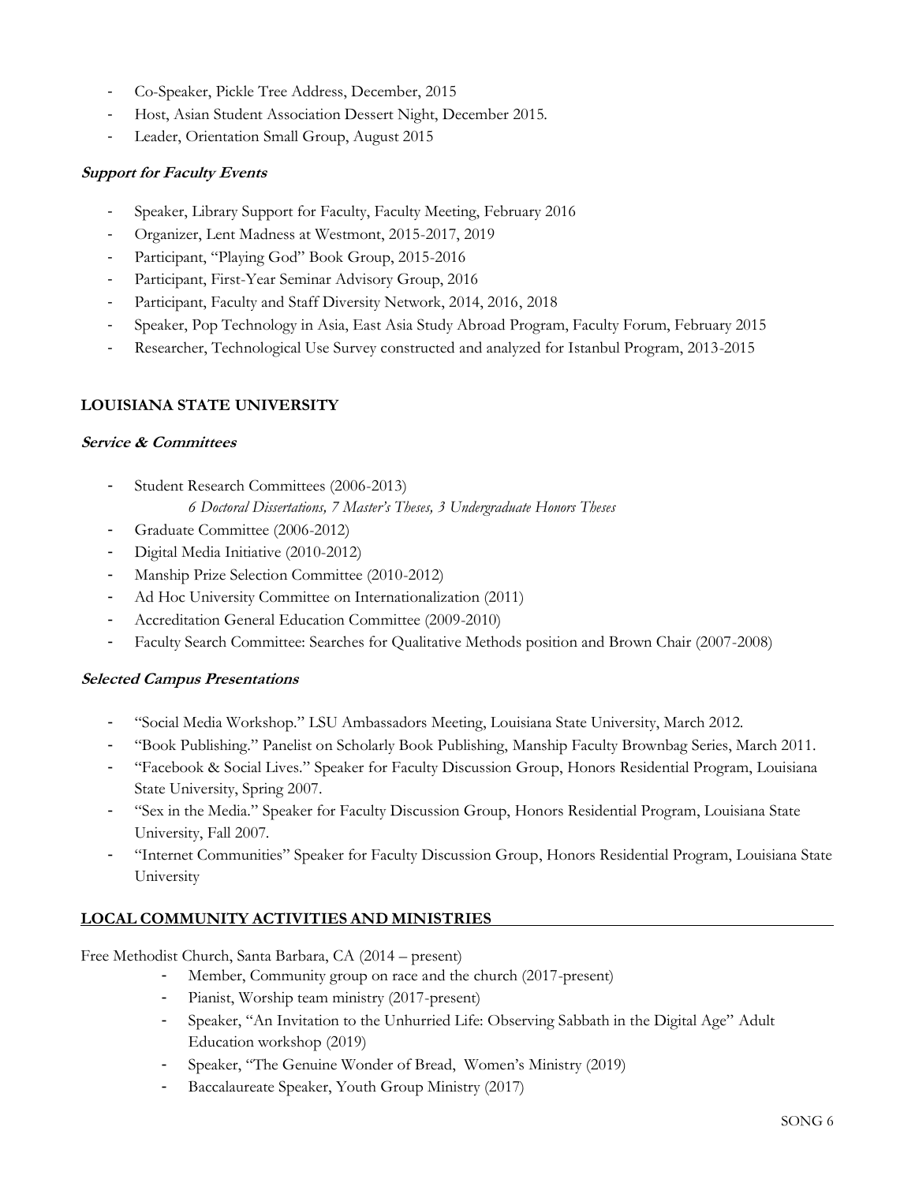- Co-Speaker, Pickle Tree Address, December, 2015
- Host, Asian Student Association Dessert Night, December 2015.
- Leader, Orientation Small Group, August 2015

***Support for Faculty Events***

- Speaker, Library Support for Faculty, Faculty Meeting, February 2016
- Organizer, Lent Madness at Westmont, 2015-2017, 2019
- Participant, "Playing God" Book Group, 2015-2016
- Participant, First-Year Seminar Advisory Group, 2016
- Participant, Faculty and Staff Diversity Network, 2014, 2016, 2018
- Speaker, Pop Technology in Asia, East Asia Study Abroad Program, Faculty Forum, February 2015
- Researcher, Technological Use Survey constructed and analyzed for Istanbul Program, 2013-2015

**LOUISIANA STATE UNIVERSITY**

***Service & Committees***

- Student Research Committees (2006-2013)
  *6 Doctoral Dissertations, 7 Master's Theses, 3 Undergraduate Honors Theses*
- Graduate Committee (2006-2012)
- Digital Media Initiative (2010-2012)
- Manship Prize Selection Committee (2010-2012)
- Ad Hoc University Committee on Internationalization (2011)
- Accreditation General Education Committee (2009-2010)
- Faculty Search Committee: Searches for Qualitative Methods position and Brown Chair (2007-2008)

***Selected Campus Presentations***

- "Social Media Workshop." LSU Ambassadors Meeting, Louisiana State University, March 2012.
- "Book Publishing." Panelist on Scholarly Book Publishing, Manship Faculty Brownbag Series, March 2011.
- "Facebook & Social Lives." Speaker for Faculty Discussion Group, Honors Residential Program, Louisiana State University, Spring 2007.
- "Sex in the Media." Speaker for Faculty Discussion Group, Honors Residential Program, Louisiana State University, Fall 2007.
- "Internet Communities" Speaker for Faculty Discussion Group, Honors Residential Program, Louisiana State University

**LOCAL COMMUNITY ACTIVITIES AND MINISTRIES**

Free Methodist Church, Santa Barbara, CA (2014 – present)

- Member, Community group on race and the church (2017-present)
- Pianist, Worship team ministry (2017-present)
- Speaker, "An Invitation to the Unhurried Life: Observing Sabbath in the Digital Age" Adult Education workshop (2019)
- Speaker, "The Genuine Wonder of Bread, Women's Ministry (2019)
- Baccalaureate Speaker, Youth Group Ministry (2017)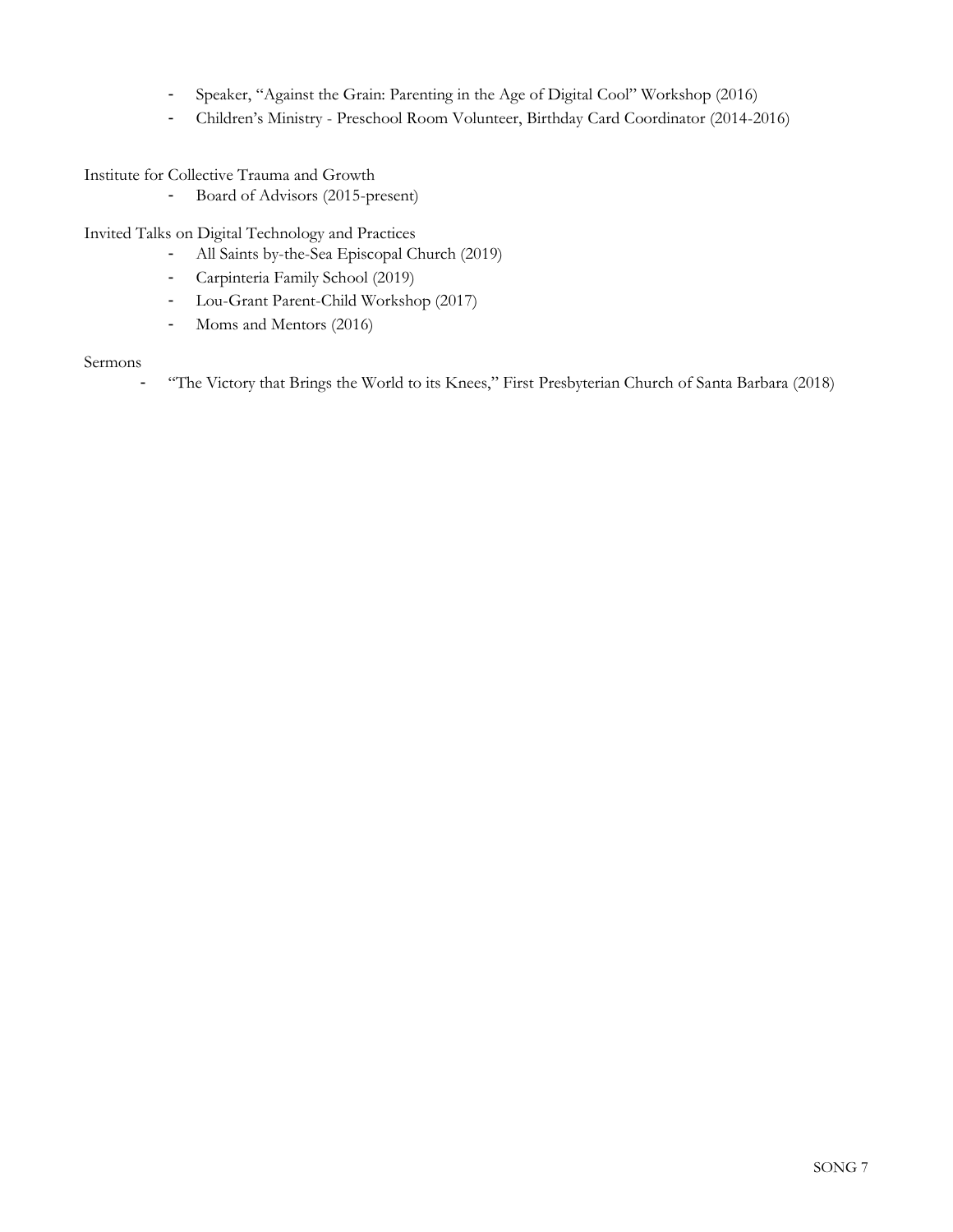- Speaker, "Against the Grain: Parenting in the Age of Digital Cool" Workshop (2016)
- Children's Ministry - Preschool Room Volunteer, Birthday Card Coordinator (2014-2016)

Institute for Collective Trauma and Growth

- Board of Advisors (2015-present)

Invited Talks on Digital Technology and Practices

- All Saints by-the-Sea Episcopal Church (2019)
- Carpinteria Family School (2019)
- Lou-Grant Parent-Child Workshop (2017)
- Moms and Mentors (2016)

Sermons

- "The Victory that Brings the World to its Knees," First Presbyterian Church of Santa Barbara (2018)